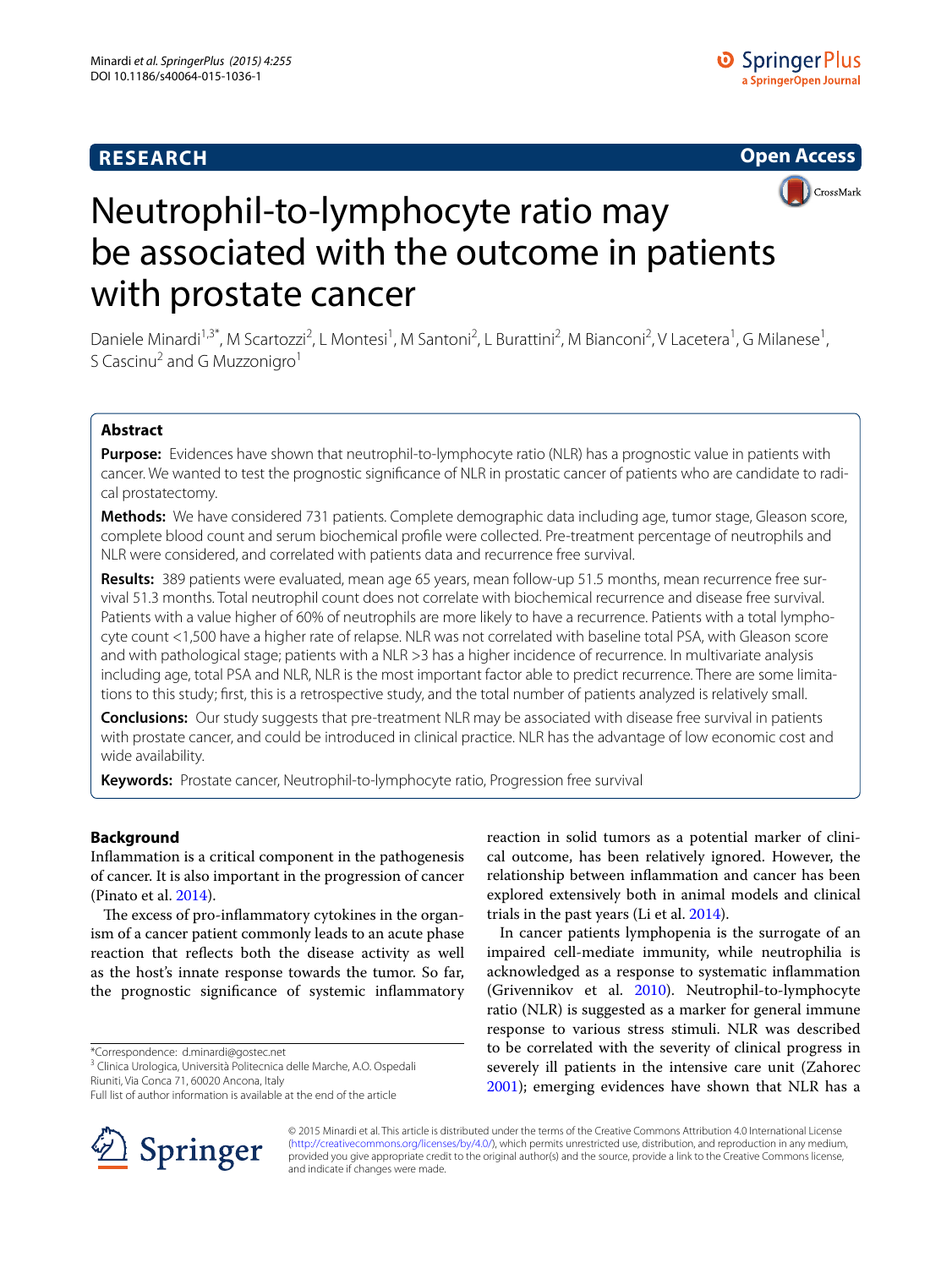**RESEARCH** **Open Access**

# Neutrophil-to-lymphocyte ratio may be associated with the outcome in patients with prostate cancer

Daniele Minardi[1,3*], M Scartozzi[2], L Montesi[1], M Santoni[2], L Burattini[2], M Bianconi[2], V Lacetera[1], G Milanese[1], S Cascinu[2] and G Muzzonigro[1]

## Abstract

**Purpose:** Evidences have shown that neutrophil-to-lymphocyte ratio (NLR) has a prognostic value in patients with cancer. We wanted to test the prognostic significance of NLR in prostatic cancer of patients who are candidate to radical prostatectomy.

**Methods:** We have considered 731 patients. Complete demographic data including age, tumor stage, Gleason score, complete blood count and serum biochemical profile were collected. Pre-treatment percentage of neutrophils and NLR were considered, and correlated with patients data and recurrence free survival.

**Results:** 389 patients were evaluated, mean age 65 years, mean follow-up 51.5 months, mean recurrence free survival 51.3 months. Total neutrophil count does not correlate with biochemical recurrence and disease free survival. Patients with a value higher of 60% of neutrophils are more likely to have a recurrence. Patients with a total lymphocyte count <1,500 have a higher rate of relapse. NLR was not correlated with baseline total PSA, with Gleason score and with pathological stage; patients with a NLR >3 has a higher incidence of recurrence. In multivariate analysis including age, total PSA and NLR, NLR is the most important factor able to predict recurrence. There are some limitations to this study; first, this is a retrospective study, and the total number of patients analyzed is relatively small.

**Conclusions:** Our study suggests that pre-treatment NLR may be associated with disease free survival in patients with prostate cancer, and could be introduced in clinical practice. NLR has the advantage of low economic cost and wide availability.

**Keywords:** Prostate cancer, Neutrophil-to-lymphocyte ratio, Progression free survival

## Background

Inflammation is a critical component in the pathogenesis of cancer. It is also important in the progression of cancer (Pinato et al. 2014).

The excess of pro-inflammatory cytokines in the organism of a cancer patient commonly leads to an acute phase reaction that reflects both the disease activity as well as the host's innate response towards the tumor. So far, the prognostic significance of systemic inflammatory reaction in solid tumors as a potential marker of clinical outcome, has been relatively ignored. However, the relationship between inflammation and cancer has been explored extensively both in animal models and clinical trials in the past years (Li et al. 2014).

In cancer patients lymphopenia is the surrogate of an impaired cell-mediate immunity, while neutrophilia is acknowledged as a response to systematic inflammation (Grivennikov et al. 2010). Neutrophil-to-lymphocyte ratio (NLR) is suggested as a marker for general immune response to various stress stimuli. NLR was described to be correlated with the severity of clinical progress in severely ill patients in the intensive care unit (Zahorec 2001); emerging evidences have shown that NLR has a

*Correspondence: d.minardi@gostec.net
[3] Clinica Urologica, Università Politecnica delle Marche, A.O. Ospedali Riuniti, Via Conca 71, 60020 Ancona, Italy
Full list of author information is available at the end of the article

© 2015 Minardi et al. This article is distributed under the terms of the Creative Commons Attribution 4.0 International License (http://creativecommons.org/licenses/by/4.0/), which permits unrestricted use, distribution, and reproduction in any medium, provided you give appropriate credit to the original author(s) and the source, provide a link to the Creative Commons license, and indicate if changes were made.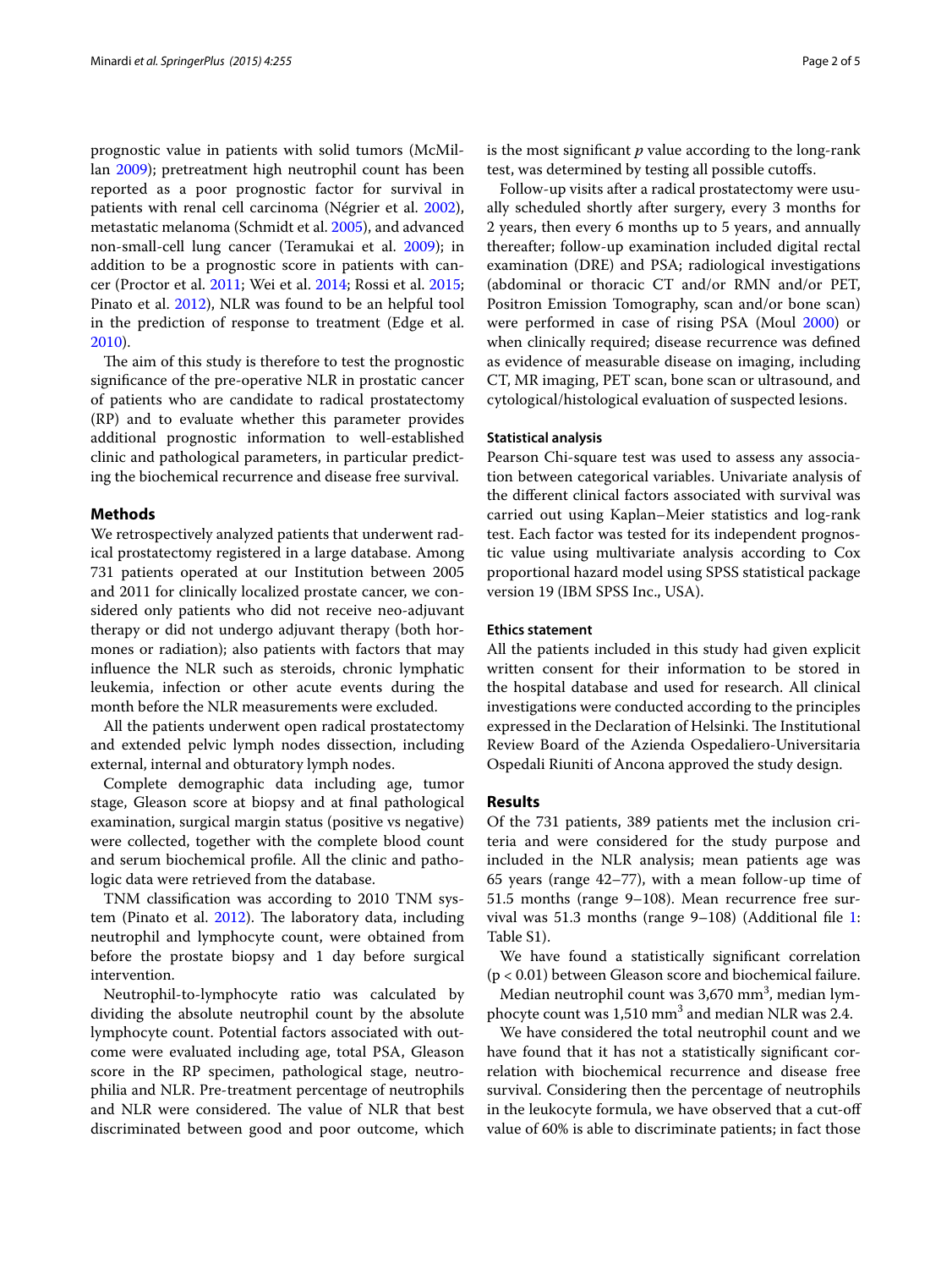prognostic value in patients with solid tumors (McMillan 2009); pretreatment high neutrophil count has been reported as a poor prognostic factor for survival in patients with renal cell carcinoma (Négrier et al. 2002), metastatic melanoma (Schmidt et al. 2005), and advanced non-small-cell lung cancer (Teramukai et al. 2009); in addition to be a prognostic score in patients with cancer (Proctor et al. 2011; Wei et al. 2014; Rossi et al. 2015; Pinato et al. 2012), NLR was found to be an helpful tool in the prediction of response to treatment (Edge et al. 2010).

The aim of this study is therefore to test the prognostic significance of the pre-operative NLR in prostatic cancer of patients who are candidate to radical prostatectomy (RP) and to evaluate whether this parameter provides additional prognostic information to well-established clinic and pathological parameters, in particular predicting the biochemical recurrence and disease free survival.

## Methods

We retrospectively analyzed patients that underwent radical prostatectomy registered in a large database. Among 731 patients operated at our Institution between 2005 and 2011 for clinically localized prostate cancer, we considered only patients who did not receive neo-adjuvant therapy or did not undergo adjuvant therapy (both hormones or radiation); also patients with factors that may influence the NLR such as steroids, chronic lymphatic leukemia, infection or other acute events during the month before the NLR measurements were excluded.

All the patients underwent open radical prostatectomy and extended pelvic lymph nodes dissection, including external, internal and obturatory lymph nodes.

Complete demographic data including age, tumor stage, Gleason score at biopsy and at final pathological examination, surgical margin status (positive vs negative) were collected, together with the complete blood count and serum biochemical profile. All the clinic and pathologic data were retrieved from the database.

TNM classification was according to 2010 TNM system (Pinato et al. 2012). The laboratory data, including neutrophil and lymphocyte count, were obtained from before the prostate biopsy and 1 day before surgical intervention.

Neutrophil-to-lymphocyte ratio was calculated by dividing the absolute neutrophil count by the absolute lymphocyte count. Potential factors associated with outcome were evaluated including age, total PSA, Gleason score in the RP specimen, pathological stage, neutrophilia and NLR. Pre-treatment percentage of neutrophils and NLR were considered. The value of NLR that best discriminated between good and poor outcome, which is the most significant *p* value according to the long-rank test, was determined by testing all possible cutoffs.

Follow-up visits after a radical prostatectomy were usually scheduled shortly after surgery, every 3 months for 2 years, then every 6 months up to 5 years, and annually thereafter; follow-up examination included digital rectal examination (DRE) and PSA; radiological investigations (abdominal or thoracic CT and/or RMN and/or PET, Positron Emission Tomography, scan and/or bone scan) were performed in case of rising PSA (Moul 2000) or when clinically required; disease recurrence was defined as evidence of measurable disease on imaging, including CT, MR imaging, PET scan, bone scan or ultrasound, and cytological/histological evaluation of suspected lesions.

### Statistical analysis

Pearson Chi-square test was used to assess any association between categorical variables. Univariate analysis of the different clinical factors associated with survival was carried out using Kaplan–Meier statistics and log-rank test. Each factor was tested for its independent prognostic value using multivariate analysis according to Cox proportional hazard model using SPSS statistical package version 19 (IBM SPSS Inc., USA).

### Ethics statement

All the patients included in this study had given explicit written consent for their information to be stored in the hospital database and used for research. All clinical investigations were conducted according to the principles expressed in the Declaration of Helsinki. The Institutional Review Board of the Azienda Ospedaliero-Universitaria Ospedali Riuniti of Ancona approved the study design.

## Results

Of the 731 patients, 389 patients met the inclusion criteria and were considered for the study purpose and included in the NLR analysis; mean patients age was 65 years (range 42–77), with a mean follow-up time of 51.5 months (range 9–108). Mean recurrence free survival was 51.3 months (range 9–108) (Additional file 1: Table S1).

We have found a statistically significant correlation ($p < 0.01$) between Gleason score and biochemical failure.

Median neutrophil count was 3,670 $mm^3$, median lymphocyte count was 1,510 $mm^3$ and median NLR was 2.4.

We have considered the total neutrophil count and we have found that it has not a statistically significant correlation with biochemical recurrence and disease free survival. Considering then the percentage of neutrophils in the leukocyte formula, we have observed that a cut-off value of 60% is able to discriminate patients; in fact those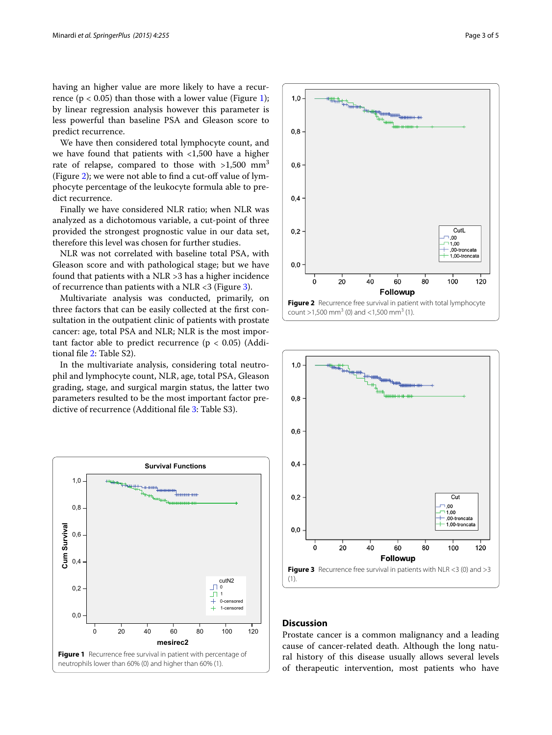having an higher value are more likely to have a recurrence ($p < 0.05$) than those with a lower value (Figure 1); by linear regression analysis however this parameter is less powerful than baseline PSA and Gleason score to predict recurrence.

We have then considered total lymphocyte count, and we have found that patients with <1,500 have a higher rate of relapse, compared to those with >1,500 mm$^3$ (Figure 2); we were not able to find a cut-off value of lymphocyte percentage of the leukocyte formula able to predict recurrence.

Finally we have considered NLR ratio; when NLR was analyzed as a dichotomous variable, a cut-point of three provided the strongest prognostic value in our data set, therefore this level was chosen for further studies.

NLR was not correlated with baseline total PSA, with Gleason score and with pathological stage; but we have found that patients with a NLR >3 has a higher incidence of recurrence than patients with a NLR <3 (Figure 3).

Multivariate analysis was conducted, primarily, on three factors that can be easily collected at the first consultation in the outpatient clinic of patients with prostate cancer: age, total PSA and NLR; NLR is the most important factor able to predict recurrence ($p < 0.05$) (Additional file 2: Table S2).

In the multivariate analysis, considering total neutrophil and lymphocyte count, NLR, age, total PSA, Gleason grading, stage, and surgical margin status, the latter two parameters resulted to be the most important factor predictive of recurrence (Additional file 3: Table S3).

**Figure 1** Recurrence free survival in patient with percentage of neutrophils lower than 60% (0) and higher than 60% (1).

**Figure 2** Recurrence free survival in patient with total lymphocyte count >1,500 mm$^3$ (0) and <1,500 mm$^3$ (1).

**Figure 3** Recurrence free survival in patients with NLR <3 (0) and >3 (1).

## Discussion

Prostate cancer is a common malignancy and a leading cause of cancer-related death. Although the long natural history of this disease usually allows several levels of therapeutic intervention, most patients who have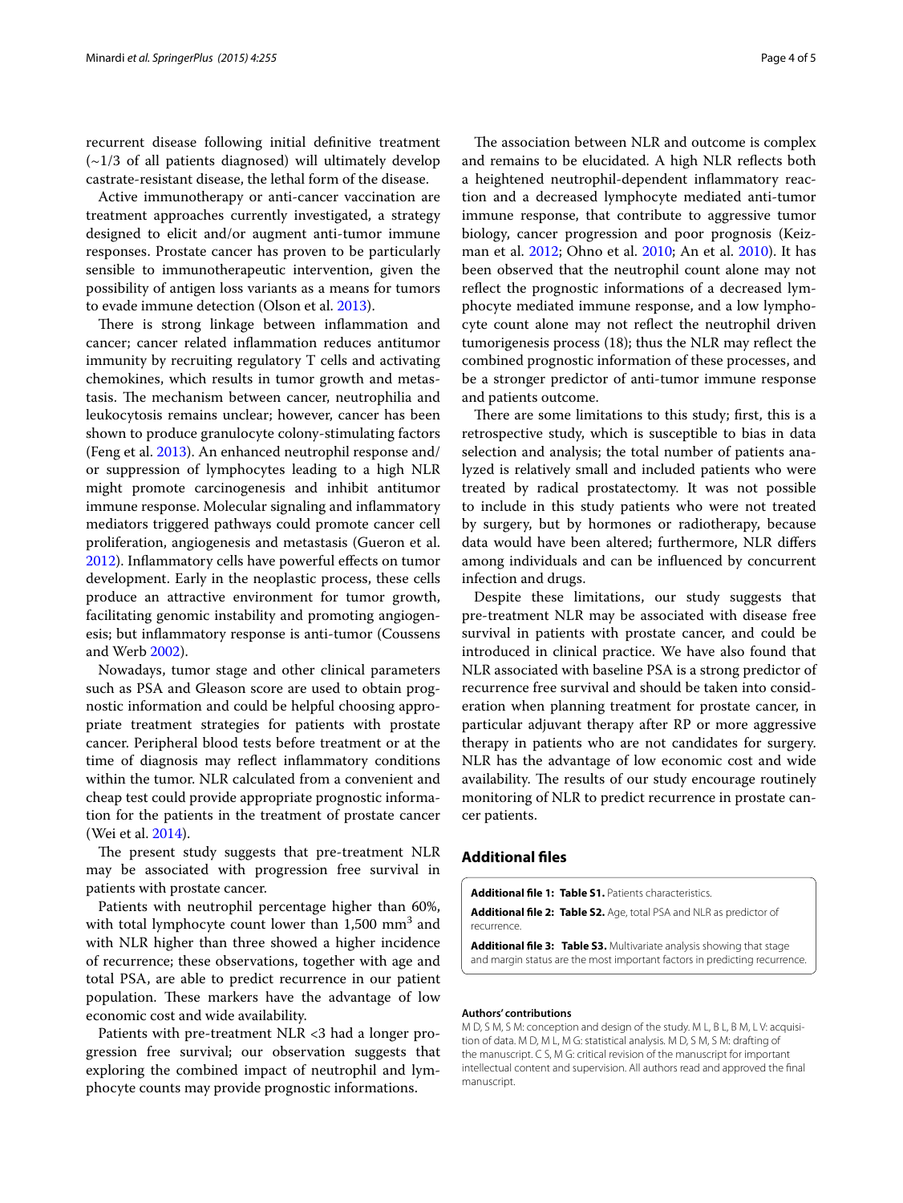recurrent disease following initial definitive treatment (~1/3 of all patients diagnosed) will ultimately develop castrate-resistant disease, the lethal form of the disease.

Active immunotherapy or anti-cancer vaccination are treatment approaches currently investigated, a strategy designed to elicit and/or augment anti-tumor immune responses. Prostate cancer has proven to be particularly sensible to immunotherapeutic intervention, given the possibility of antigen loss variants as a means for tumors to evade immune detection (Olson et al. 2013).

There is strong linkage between inflammation and cancer; cancer related inflammation reduces antitumor immunity by recruiting regulatory T cells and activating chemokines, which results in tumor growth and metastasis. The mechanism between cancer, neutrophilia and leukocytosis remains unclear; however, cancer has been shown to produce granulocyte colony-stimulating factors (Feng et al. 2013). An enhanced neutrophil response and/or suppression of lymphocytes leading to a high NLR might promote carcinogenesis and inhibit antitumor immune response. Molecular signaling and inflammatory mediators triggered pathways could promote cancer cell proliferation, angiogenesis and metastasis (Gueron et al. 2012). Inflammatory cells have powerful effects on tumor development. Early in the neoplastic process, these cells produce an attractive environment for tumor growth, facilitating genomic instability and promoting angiogenesis; but inflammatory response is anti-tumor (Coussens and Werb 2002).

Nowadays, tumor stage and other clinical parameters such as PSA and Gleason score are used to obtain prognostic information and could be helpful choosing appropriate treatment strategies for patients with prostate cancer. Peripheral blood tests before treatment or at the time of diagnosis may reflect inflammatory conditions within the tumor. NLR calculated from a convenient and cheap test could provide appropriate prognostic information for the patients in the treatment of prostate cancer (Wei et al. 2014).

The present study suggests that pre-treatment NLR may be associated with progression free survival in patients with prostate cancer.

Patients with neutrophil percentage higher than 60%, with total lymphocyte count lower than 1,500 mm$^3$ and with NLR higher than three showed a higher incidence of recurrence; these observations, together with age and total PSA, are able to predict recurrence in our patient population. These markers have the advantage of low economic cost and wide availability.

Patients with pre-treatment NLR <3 had a longer progression free survival; our observation suggests that exploring the combined impact of neutrophil and lymphocyte counts may provide prognostic informations.

The association between NLR and outcome is complex and remains to be elucidated. A high NLR reflects both a heightened neutrophil-dependent inflammatory reaction and a decreased lymphocyte mediated anti-tumor immune response, that contribute to aggressive tumor biology, cancer progression and poor prognosis (Keizman et al. 2012; Ohno et al. 2010; An et al. 2010). It has been observed that the neutrophil count alone may not reflect the prognostic informations of a decreased lymphocyte mediated immune response, and a low lymphocyte count alone may not reflect the neutrophil driven tumorigenesis process (18); thus the NLR may reflect the combined prognostic information of these processes, and be a stronger predictor of anti-tumor immune response and patients outcome.

There are some limitations to this study; first, this is a retrospective study, which is susceptible to bias in data selection and analysis; the total number of patients analyzed is relatively small and included patients who were treated by radical prostatectomy. It was not possible to include in this study patients who were not treated by surgery, but by hormones or radiotherapy, because data would have been altered; furthermore, NLR differs among individuals and can be influenced by concurrent infection and drugs.

Despite these limitations, our study suggests that pre-treatment NLR may be associated with disease free survival in patients with prostate cancer, and could be introduced in clinical practice. We have also found that NLR associated with baseline PSA is a strong predictor of recurrence free survival and should be taken into consideration when planning treatment for prostate cancer, in particular adjuvant therapy after RP or more aggressive therapy in patients who are not candidates for surgery. NLR has the advantage of low economic cost and wide availability. The results of our study encourage routinely monitoring of NLR to predict recurrence in prostate cancer patients.

## Additional files

**Additional file 1: Table S1.** Patients characteristics.

**Additional file 2: Table S2.** Age, total PSA and NLR as predictor of recurrence.

**Additional file 3: Table S3.** Multivariate analysis showing that stage and margin status are the most important factors in predicting recurrence.

#### Authors' contributions

M D, S M, S M: conception and design of the study. M L, B L, B M, L V: acquisition of data. M D, M L, M G: statistical analysis. M D, S M, S M: drafting of the manuscript. C S, M G: critical revision of the manuscript for important intellectual content and supervision. All authors read and approved the final manuscript.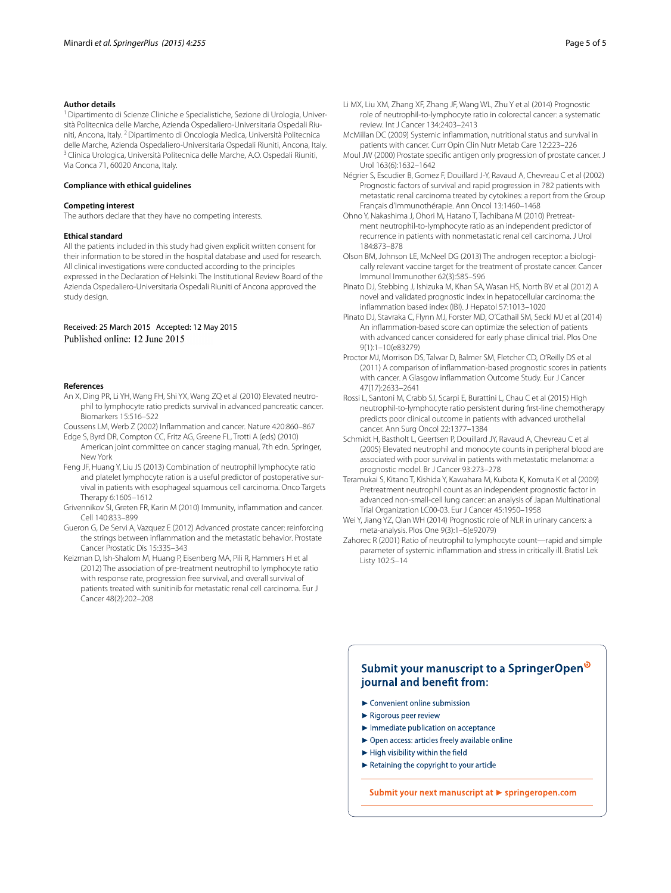### Author details

[1] Dipartimento di Scienze Cliniche e Specialistiche, Sezione di Urologia, Università Politecnica delle Marche, Azienda Ospedaliero-Universitaria Ospedali Riuniti, Ancona, Italy. [2] Dipartimento di Oncologia Medica, Università Politecnica delle Marche, Azienda Ospedaliero-Universitaria Ospedali Riuniti, Ancona, Italy. [3] Clinica Urologica, Università Politecnica delle Marche, A.O. Ospedali Riuniti, Via Conca 71, 60020 Ancona, Italy.

### Compliance with ethical guidelines

#### Competing interest

The authors declare that they have no competing interests.

#### Ethical standard

All the patients included in this study had given explicit written consent for their information to be stored in the hospital database and used for research. All clinical investigations were conducted according to the principles expressed in the Declaration of Helsinki. The Institutional Review Board of the Azienda Ospedaliero-Universitaria Ospedali Riuniti of Ancona approved the study design.

Received: 25 March 2015 Accepted: 12 May 2015
Published online: 12 June 2015

### References

An X, Ding PR, Li YH, Wang FH, Shi YX, Wang ZQ et al (2010) Elevated neutrophil to lymphocyte ratio predicts survival in advanced pancreatic cancer. Biomarkers 15:516–522

Coussens LM, Werb Z (2002) Inflammation and cancer. Nature 420:860–867

Edge S, Byrd DR, Compton CC, Fritz AG, Greene FL, Trotti A (eds) (2010) American joint committee on cancer staging manual, 7th edn. Springer, New York

Feng JF, Huang Y, Liu JS (2013) Combination of neutrophil lymphocyte ratio and platelet lymphocyte ration is a useful predictor of postoperative survival in patients with esophageal squamous cell carcinoma. Onco Targets Therapy 6:1605–1612

Grivennikov SI, Greten FR, Karin M (2010) Immunity, inflammation and cancer. Cell 140:833–899

Gueron G, De Servi A, Vazquez E (2012) Advanced prostate cancer: reinforcing the strings between inflammation and the metastatic behavior. Prostate Cancer Prostatic Dis 15:335–343

Keizman D, Ish-Shalom M, Huang P, Eisenberg MA, Pili R, Hammers H et al (2012) The association of pre-treatment neutrophil to lymphocyte ratio with response rate, progression free survival, and overall survival of patients treated with sunitinib for metastatic renal cell carcinoma. Eur J Cancer 48(2):202–208

Li MX, Liu XM, Zhang XF, Zhang JF, Wang WL, Zhu Y et al (2014) Prognostic role of neutrophil-to-lymphocyte ratio in colorectal cancer: a systematic review. Int J Cancer 134:2403–2413

McMillan DC (2009) Systemic inflammation, nutritional status and survival in patients with cancer. Curr Opin Clin Nutr Metab Care 12:223–226

Moul JW (2000) Prostate specific antigen only progression of prostate cancer. J Urol 163(6):1632–1642

Négrier S, Escudier B, Gomez F, Douillard J-Y, Ravaud A, Chevreau C et al (2002) Prognostic factors of survival and rapid progression in 782 patients with metastatic renal carcinoma treated by cytokines: a report from the Group Français d'Immunothérapie. Ann Oncol 13:1460–1468

Ohno Y, Nakashima J, Ohori M, Hatano T, Tachibana M (2010) Pretreatment neutrophil-to-lymphocyte ratio as an independent predictor of recurrence in patients with nonmetastatic renal cell carcinoma. J Urol 184:873–878

Olson BM, Johnson LE, McNeel DG (2013) The androgen receptor: a biologically relevant vaccine target for the treatment of prostate cancer. Cancer Immunol Immunother 62(3):585–596

Pinato DJ, Stebbing J, Ishizuka M, Khan SA, Wasan HS, North BV et al (2012) A novel and validated prognostic index in hepatocellular carcinoma: the inflammation based index (IBI). J Hepatol 57:1013–1020

Pinato DJ, Stavraka C, Flynn MJ, Forster MD, O'Cathail SM, Seckl MJ et al (2014) An inflammation-based score can optimize the selection of patients with advanced cancer considered for early phase clinical trial. Plos One 9(1):1–10(e83279)

Proctor MJ, Morrison DS, Talwar D, Balmer SM, Fletcher CD, O'Reilly DS et al (2011) A comparison of inflammation-based prognostic scores in patients with cancer. A Glasgow inflammation Outcome Study. Eur J Cancer 47(17):2633–2641

Rossi L, Santoni M, Crabb SJ, Scarpi E, Burattini L, Chau C et al (2015) High neutrophil-to-lymphocyte ratio persistent during first-line chemotherapy predicts poor clinical outcome in patients with advanced urothelial cancer. Ann Surg Oncol 22:1377–1384

Schmidt H, Bastholt L, Geertsen P, Douillard JY, Ravaud A, Chevreau C et al (2005) Elevated neutrophil and monocyte counts in peripheral blood are associated with poor survival in patients with metastatic melanoma: a prognostic model. Br J Cancer 93:273–278

Teramukai S, Kitano T, Kishida Y, Kawahara M, Kubota K, Komuta K et al (2009) Pretreatment neutrophil count as an independent prognostic factor in advanced non-small-cell lung cancer: an analysis of Japan Multinational Trial Organization LC00-03. Eur J Cancer 45:1950–1958

Wei Y, Jiang YZ, Qian WH (2014) Prognostic role of NLR in urinary cancers: a meta-analysis. Plos One 9(3):1–6(e92079)

Zahorec R (2001) Ratio of neutrophil to lymphocyte count—rapid and simple parameter of systemic inflammation and stress in critically ill. Bratisl Lek Listy 102:5–14

**Submit your manuscript to a SpringerOpen journal and benefit from:**

- ► Convenient online submission
- ► Rigorous peer review
- ► Immediate publication on acceptance
- ► Open access: articles freely available online
- ► High visibility within the field
- ► Retaining the copyright to your article

**Submit your next manuscript at ► springeropen.com**